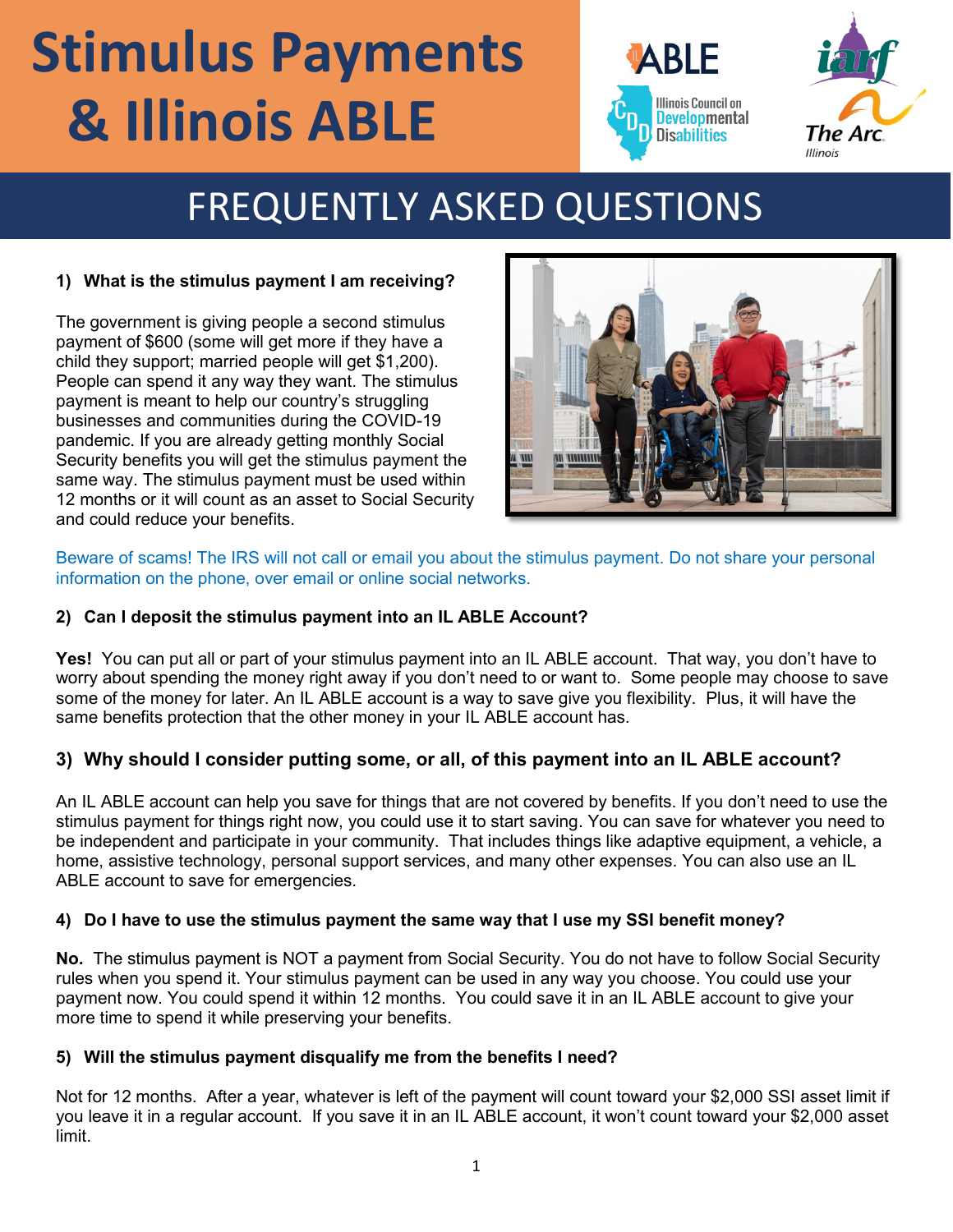# Stimulus Payments & Illinois ABLE

## FREQUENTLY ASKED QUESTIONS

### 1) What is the stimulus payment I am receiving?

The government is giving people a second stimulus payment of $600 (some will get more if they have a child they support; married people will get $1,200). People can spend it any way they want. The stimulus payment is meant to help our country's struggling businesses and communities during the COVID-19 pandemic. If you are already getting monthly Social Security benefits you will get the stimulus payment the same way. The stimulus payment must be used within 12 months or it will count as an asset to Social Security and could reduce your benefits.

Beware of scams! The IRS will not call or email you about the stimulus payment. Do not share your personal information on the phone, over email or online social networks.

### 2) Can I deposit the stimulus payment into an IL ABLE Account?

**Yes!** You can put all or part of your stimulus payment into an IL ABLE account. That way, you don't have to worry about spending the money right away if you don't need to or want to. Some people may choose to save some of the money for later. An IL ABLE account is a way to save give you flexibility. Plus, it will have the same benefits protection that the other money in your IL ABLE account has.

### 3) Why should I consider putting some, or all, of this payment into an IL ABLE account?

An IL ABLE account can help you save for things that are not covered by benefits. If you don't need to use the stimulus payment for things right now, you could use it to start saving. You can save for whatever you need to be independent and participate in your community. That includes things like adaptive equipment, a vehicle, a home, assistive technology, personal support services, and many other expenses. You can also use an IL ABLE account to save for emergencies.

### 4) Do I have to use the stimulus payment the same way that I use my SSI benefit money?

**No.** The stimulus payment is NOT a payment from Social Security. You do not have to follow Social Security rules when you spend it. Your stimulus payment can be used in any way you choose. You could use your payment now. You could spend it within 12 months. You could save it in an IL ABLE account to give your more time to spend it while preserving your benefits.

### 5) Will the stimulus payment disqualify me from the benefits I need?

Not for 12 months. After a year, whatever is left of the payment will count toward your $2,000 SSI asset limit if you leave it in a regular account. If you save it in an IL ABLE account, it won't count toward your $2,000 asset limit.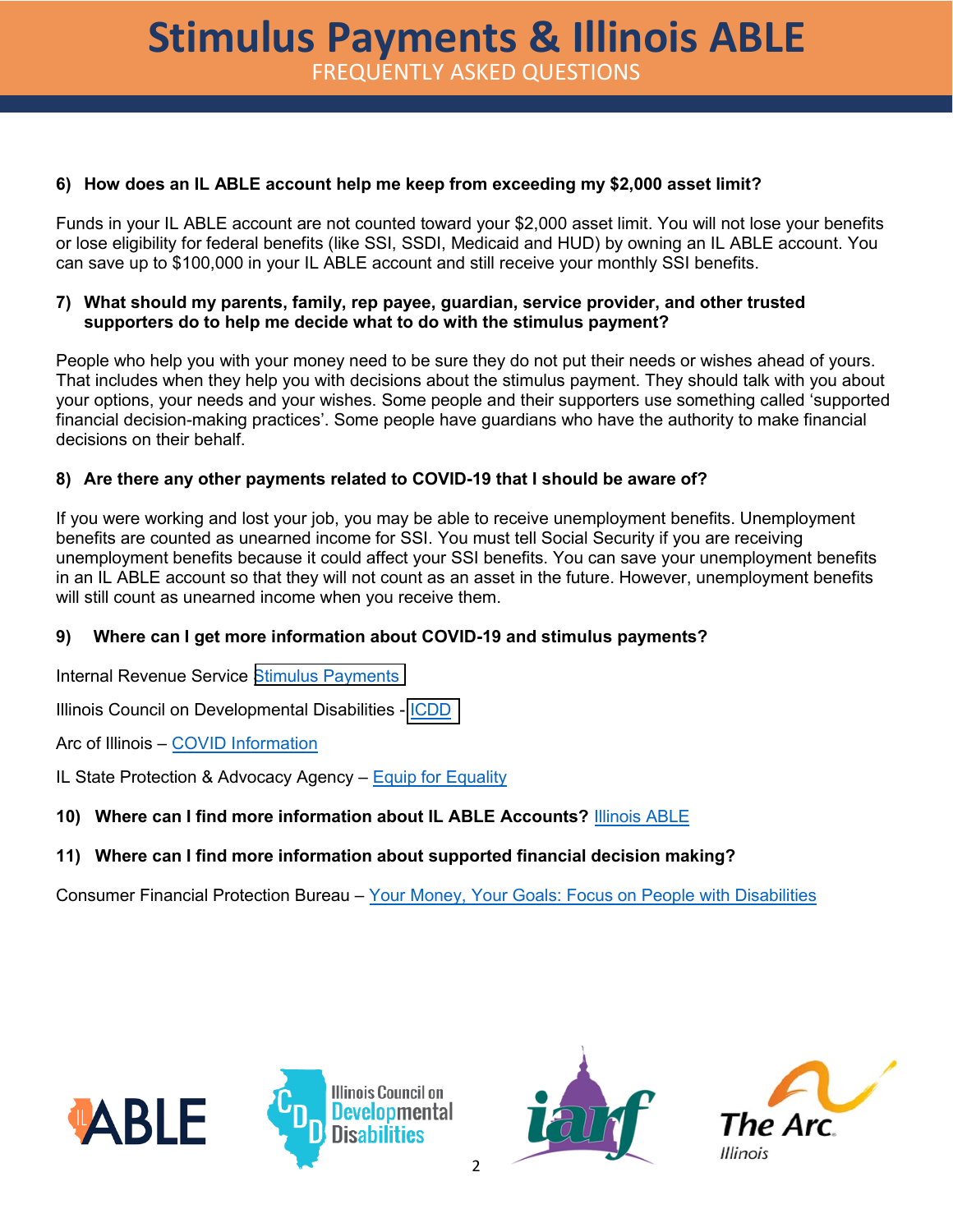# Stimulus Payments & Illinois ABLE

FREQUENTLY ASKED QUESTIONS

**6) How does an IL ABLE account help me keep from exceeding my $2,000 asset limit?**

Funds in your IL ABLE account are not counted toward your $2,000 asset limit. You will not lose your benefits or lose eligibility for federal benefits (like SSI, SSDI, Medicaid and HUD) by owning an IL ABLE account. You can save up to $100,000 in your IL ABLE account and still receive your monthly SSI benefits.

**7) What should my parents, family, rep payee, guardian, service provider, and other trusted supporters do to help me decide what to do with the stimulus payment?**

People who help you with your money need to be sure they do not put their needs or wishes ahead of yours. That includes when they help you with decisions about the stimulus payment. They should talk with you about your options, your needs and your wishes. Some people and their supporters use something called 'supported financial decision-making practices'. Some people have guardians who have the authority to make financial decisions on their behalf.

**8) Are there any other payments related to COVID-19 that I should be aware of?**

If you were working and lost your job, you may be able to receive unemployment benefits. Unemployment benefits are counted as unearned income for SSI. You must tell Social Security if you are receiving unemployment benefits because it could affect your SSI benefits. You can save your unemployment benefits in an IL ABLE account so that they will not count as an asset in the future. However, unemployment benefits will still count as unearned income when you receive them.

**9) Where can I get more information about COVID-19 and stimulus payments?**

Internal Revenue Service Stimulus Payments

Illinois Council on Developmental Disabilities - ICDD

Arc of Illinois – COVID Information

IL State Protection & Advocacy Agency – Equip for Equality

**10) Where can I find more information about IL ABLE Accounts?** Illinois ABLE

**11) Where can I find more information about supported financial decision making?**

Consumer Financial Protection Bureau – Your Money, Your Goals: Focus on People with Disabilities

ABLE | Illinois Council on Developmental Disabilities | iarf | The Arc Illinois